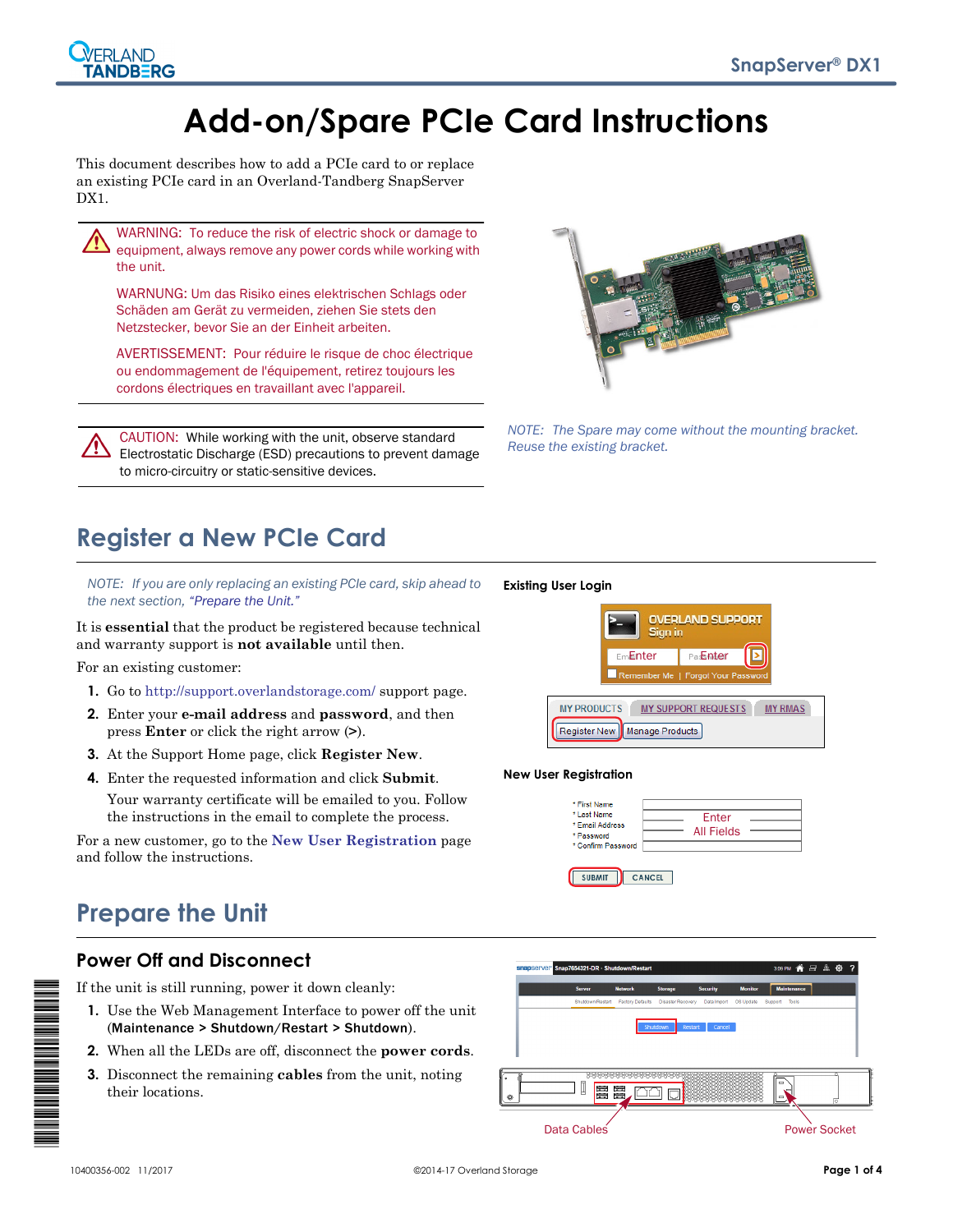# Add-on/Spare PCIe Card Instructions

This document describes how to add a PCIe card to or replace an existing PCIe card in an Overland-Tandberg SnapServer DX1.

WARNING: To reduce the risk of electric shock or damage to equipment, always remove any power cords while working with the unit.

WARNUNG: Um das Risiko eines elektrischen Schlags oder Schäden am Gerät zu vermeiden, ziehen Sie stets den Netzstecker, bevor Sie an der Einheit arbeiten.

AVERTISSEMENT: Pour réduire le risque de choc électrique ou endommagement de l'équipement, retirez toujours les cordons électriques en travaillant avec l'appareil.

CAUTION: While working with the unit, observe standard Electrostatic Discharge (ESD) precautions to prevent damage to micro-circuitry or static-sensitive devices.

*NOTE: The Spare may come without the mounting bracket. Reuse the existing bracket.*

## Register a New PCIe Card

*NOTE: If you are only replacing an existing PCIe card, skip ahead to the next section, "Prepare the Unit."*

It is **essential** that the product be registered because technical and warranty support is **not available** until then.

For an existing customer:

1. Go to http://support.overlandstorage.com/ support page.
2. Enter your **e-mail address** and **password**, and then press **Enter** or click the right arrow (**>**).
3. At the Support Home page, click **Register New**.
4. Enter the requested information and click **Submit**.

   Your warranty certificate will be emailed to you. Follow the instructions in the email to complete the process.

For a new customer, go to the **New User Registration** page and follow the instructions.

**Existing User Login**

**New User Registration**

## Prepare the Unit

### Power Off and Disconnect

If the unit is still running, power it down cleanly:

1. Use the Web Management Interface to power off the unit (**Maintenance > Shutdown/Restart > Shutdown**).
2. When all the LEDs are off, disconnect the **power cords**.
3. Disconnect the remaining **cables** from the unit, noting their locations.

Data Cables

Power Socket

10400356-002 11/2017 ©2014-17 Overland Storage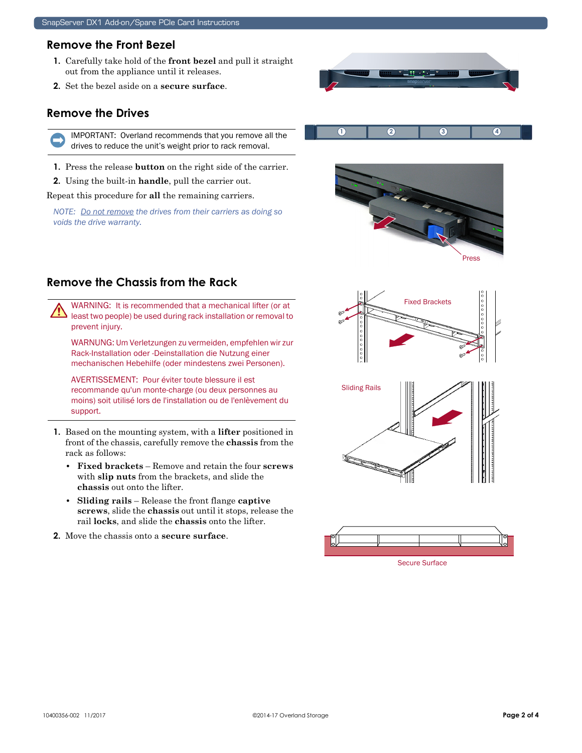## Remove the Front Bezel

1. Carefully take hold of the **front bezel** and pull it straight out from the appliance until it releases.
2. Set the bezel aside on a **secure surface**.

## Remove the Drives

IMPORTANT: Overland recommends that you remove all the drives to reduce the unit's weight prior to rack removal.

1. Press the release **button** on the right side of the carrier.
2. Using the built-in **handle**, pull the carrier out.

Repeat this procedure for **all** the remaining carriers.

*NOTE: Do not remove the drives from their carriers as doing so voids the drive warranty.*

## Remove the Chassis from the Rack

WARNING: It is recommended that a mechanical lifter (or at least two people) be used during rack installation or removal to prevent injury.

WARNUNG: Um Verletzungen zu vermeiden, empfehlen wir zur Rack-Installation oder -Deinstallation die Nutzung einer mechanischen Hebehilfe (oder mindestens zwei Personen).

AVERTISSEMENT: Pour éviter toute blessure il est recommande qu'un monte-charge (ou deux personnes au moins) soit utilisé lors de l'installation ou de l'enlèvement du support.

1. Based on the mounting system, with a **lifter** positioned in front of the chassis, carefully remove the **chassis** from the rack as follows:
   - **Fixed brackets** – Remove and retain the four **screws** with **slip nuts** from the brackets, and slide the **chassis** out onto the lifter.
   - **Sliding rails** – Release the front flange **captive screws**, slide the **chassis** out until it stops, release the rail **locks**, and slide the **chassis** onto the lifter.
2. Move the chassis onto a **secure surface**.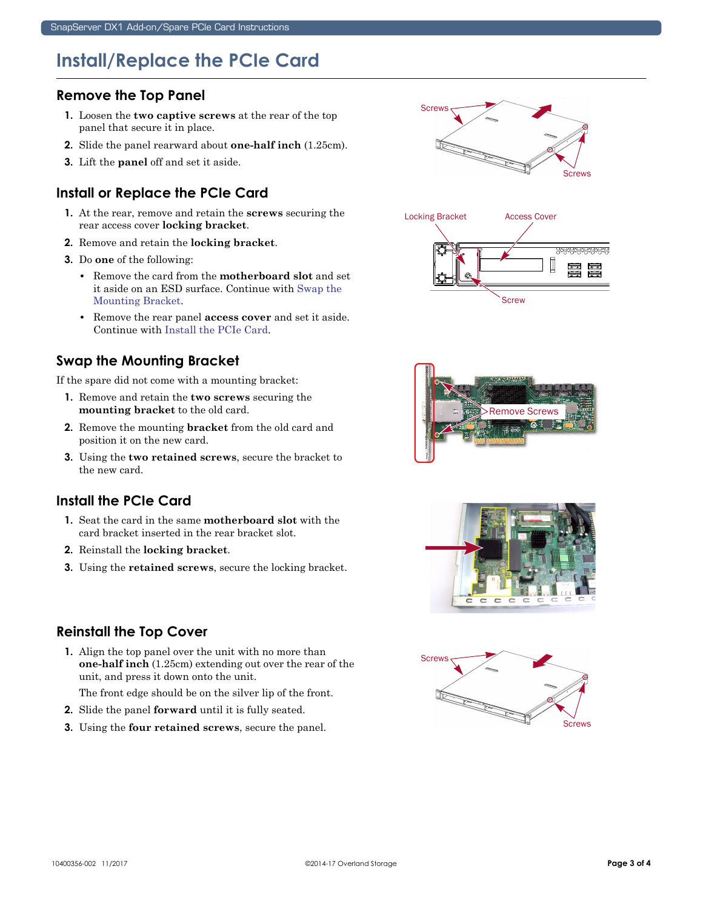# Install/Replace the PCIe Card

## Remove the Top Panel

1. Loosen the **two captive screws** at the rear of the top panel that secure it in place.
2. Slide the panel rearward about **one-half inch** (1.25cm).
3. Lift the **panel** off and set it aside.

## Install or Replace the PCIe Card

1. At the rear, remove and retain the **screws** securing the rear access cover **locking bracket**.
2. Remove and retain the **locking bracket**.
3. Do **one** of the following:
   - Remove the card from the **motherboard slot** and set it aside on an ESD surface. Continue with Swap the Mounting Bracket.
   - Remove the rear panel **access cover** and set it aside. Continue with Install the PCIe Card.

## Swap the Mounting Bracket

If the spare did not come with a mounting bracket:

1. Remove and retain the **two screws** securing the **mounting bracket** to the old card.
2. Remove the mounting **bracket** from the old card and position it on the new card.
3. Using the **two retained screws**, secure the bracket to the new card.

## Install the PCIe Card

1. Seat the card in the same **motherboard slot** with the card bracket inserted in the rear bracket slot.
2. Reinstall the **locking bracket**.
3. Using the **retained screws**, secure the locking bracket.

## Reinstall the Top Cover

1. Align the top panel over the unit with no more than **one-half inch** (1.25cm) extending out over the rear of the unit, and press it down onto the unit.

   The front edge should be on the silver lip of the front.
2. Slide the panel **forward** until it is fully seated.
3. Using the **four retained screws**, secure the panel.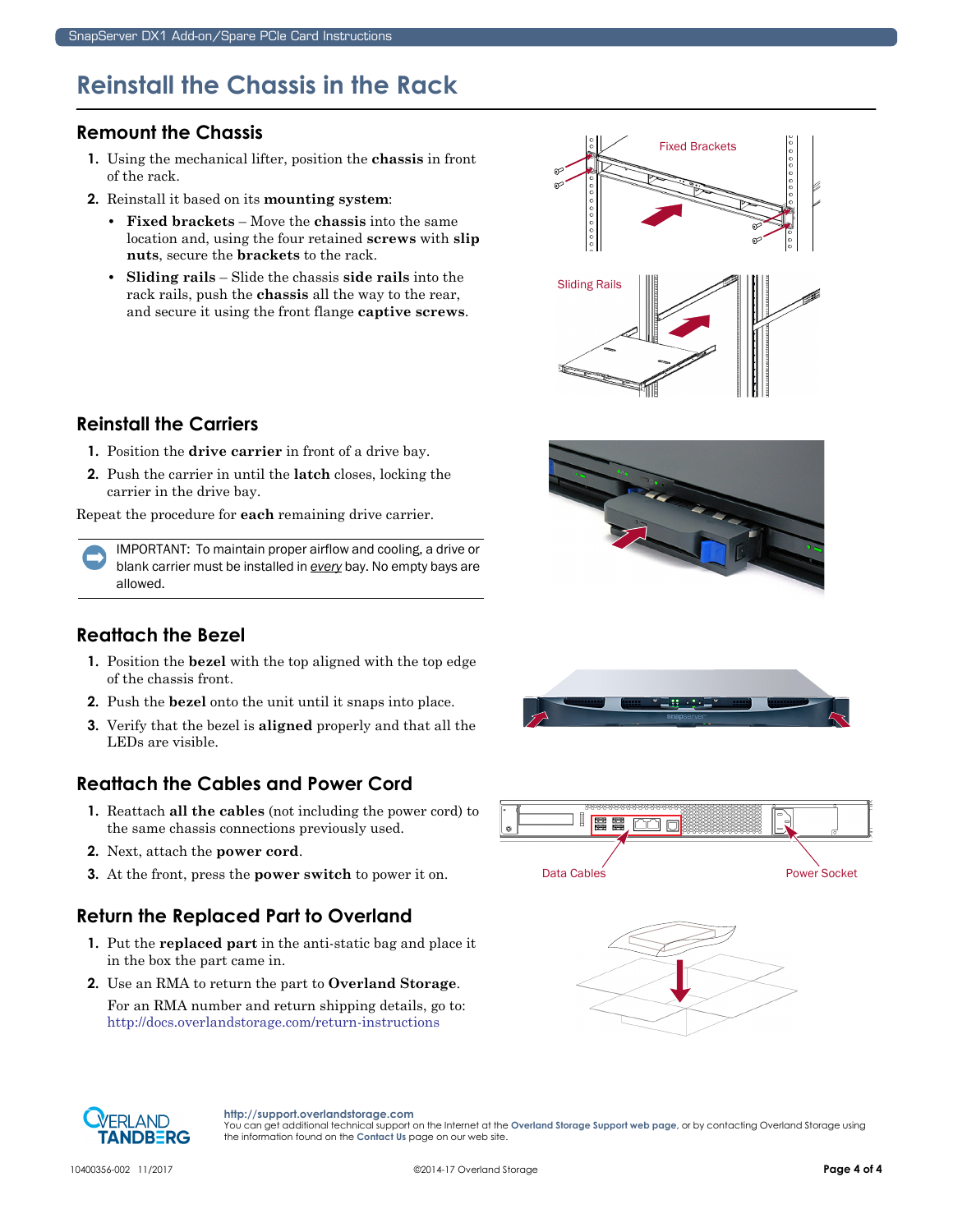# Reinstall the Chassis in the Rack

## Remount the Chassis

1. Using the mechanical lifter, position the **chassis** in front of the rack.
2. Reinstall it based on its **mounting system**:
   - **Fixed brackets** – Move the **chassis** into the same location and, using the four retained **screws** with **slip nuts**, secure the **brackets** to the rack.
   - **Sliding rails** – Slide the chassis **side rails** into the rack rails, push the **chassis** all the way to the rear, and secure it using the front flange **captive screws**.

Fixed Brackets

Sliding Rails

## Reinstall the Carriers

1. Position the **drive carrier** in front of a drive bay.
2. Push the carrier in until the **latch** closes, locking the carrier in the drive bay.

Repeat the procedure for **each** remaining drive carrier.

IMPORTANT: To maintain proper airflow and cooling, a drive or blank carrier must be installed in *every* bay. No empty bays are allowed.

## Reattach the Bezel

1. Position the **bezel** with the top aligned with the top edge of the chassis front.
2. Push the **bezel** onto the unit until it snaps into place.
3. Verify that the bezel is **aligned** properly and that all the LEDs are visible.

## Reattach the Cables and Power Cord

1. Reattach **all the cables** (not including the power cord) to the same chassis connections previously used.
2. Next, attach the **power cord**.
3. At the front, press the **power switch** to power it on.

Data Cables

Power Socket

## Return the Replaced Part to Overland

1. Put the **replaced part** in the anti-static bag and place it in the box the part came in.
2. Use an RMA to return the part to **Overland Storage**.

   For an RMA number and return shipping details, go to:
   http://docs.overlandstorage.com/return-instructions

**http://support.overlandstorage.com**
You can get additional technical support on the Internet at the **Overland Storage Support web page**, or by contacting Overland Storage using the information found on the **Contact Us** page on our web site.

10400356-002 11/2017

©2014-17 Overland Storage